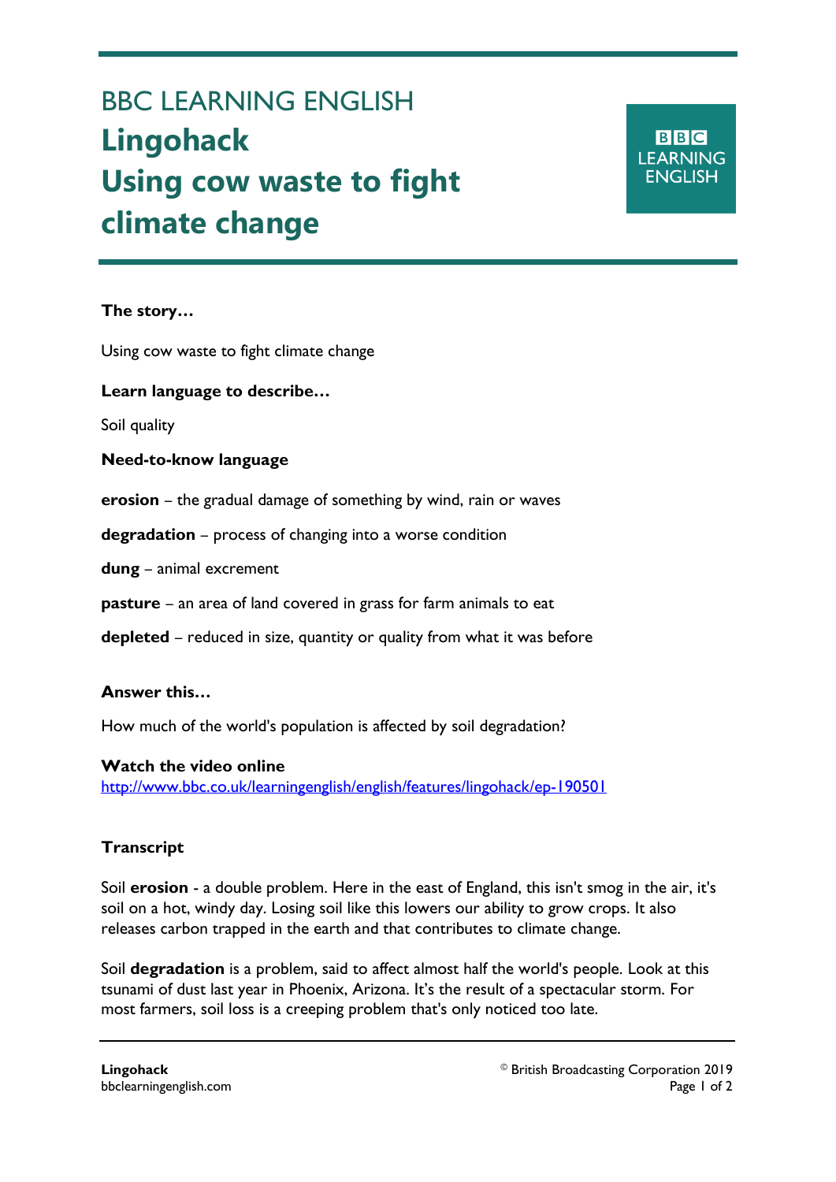# BBC LEARNING ENGLISH
# Lingohack
# Using cow waste to fight climate change

**The story…**

Using cow waste to fight climate change

**Learn language to describe…**

Soil quality

**Need-to-know language**

**erosion** – the gradual damage of something by wind, rain or waves

**degradation** – process of changing into a worse condition

**dung** – animal excrement

**pasture** – an area of land covered in grass for farm animals to eat

**depleted** – reduced in size, quantity or quality from what it was before

**Answer this…**

How much of the world's population is affected by soil degradation?

**Watch the video online**
http://www.bbc.co.uk/learningenglish/english/features/lingohack/ep-190501

**Transcript**

Soil **erosion** - a double problem. Here in the east of England, this isn't smog in the air, it's soil on a hot, windy day. Losing soil like this lowers our ability to grow crops. It also releases carbon trapped in the earth and that contributes to climate change.

Soil **degradation** is a problem, said to affect almost half the world's people. Look at this tsunami of dust last year in Phoenix, Arizona. It's the result of a spectacular storm. For most farmers, soil loss is a creeping problem that's only noticed too late.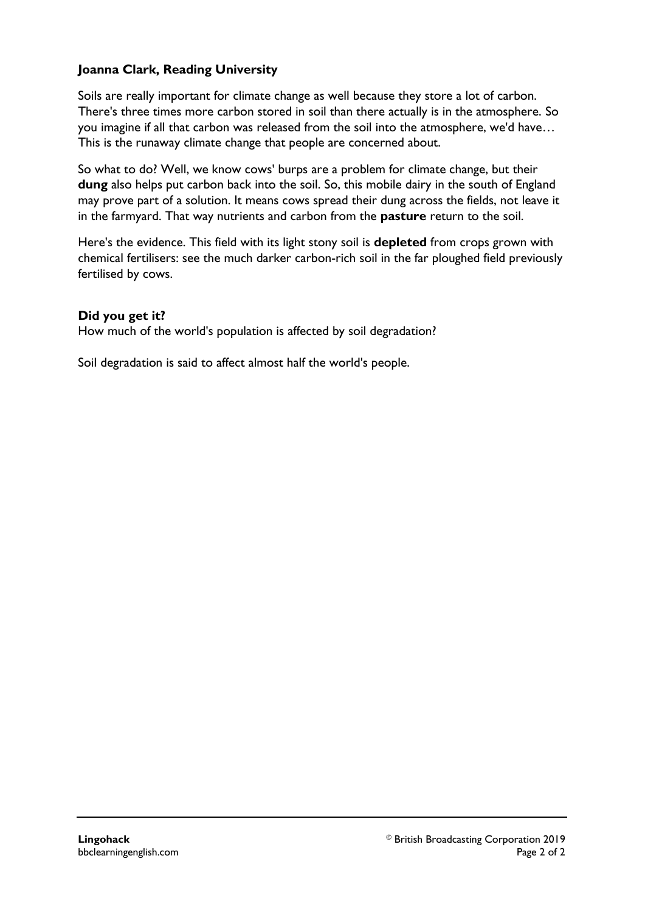**Joanna Clark, Reading University**

Soils are really important for climate change as well because they store a lot of carbon. There's three times more carbon stored in soil than there actually is in the atmosphere. So you imagine if all that carbon was released from the soil into the atmosphere, we'd have… This is the runaway climate change that people are concerned about.

So what to do? Well, we know cows' burps are a problem for climate change, but their **dung** also helps put carbon back into the soil. So, this mobile dairy in the south of England may prove part of a solution. It means cows spread their dung across the fields, not leave it in the farmyard. That way nutrients and carbon from the **pasture** return to the soil.

Here's the evidence. This field with its light stony soil is **depleted** from crops grown with chemical fertilisers: see the much darker carbon-rich soil in the far ploughed field previously fertilised by cows.

**Did you get it?**
How much of the world's population is affected by soil degradation?

Soil degradation is said to affect almost half the world's people.